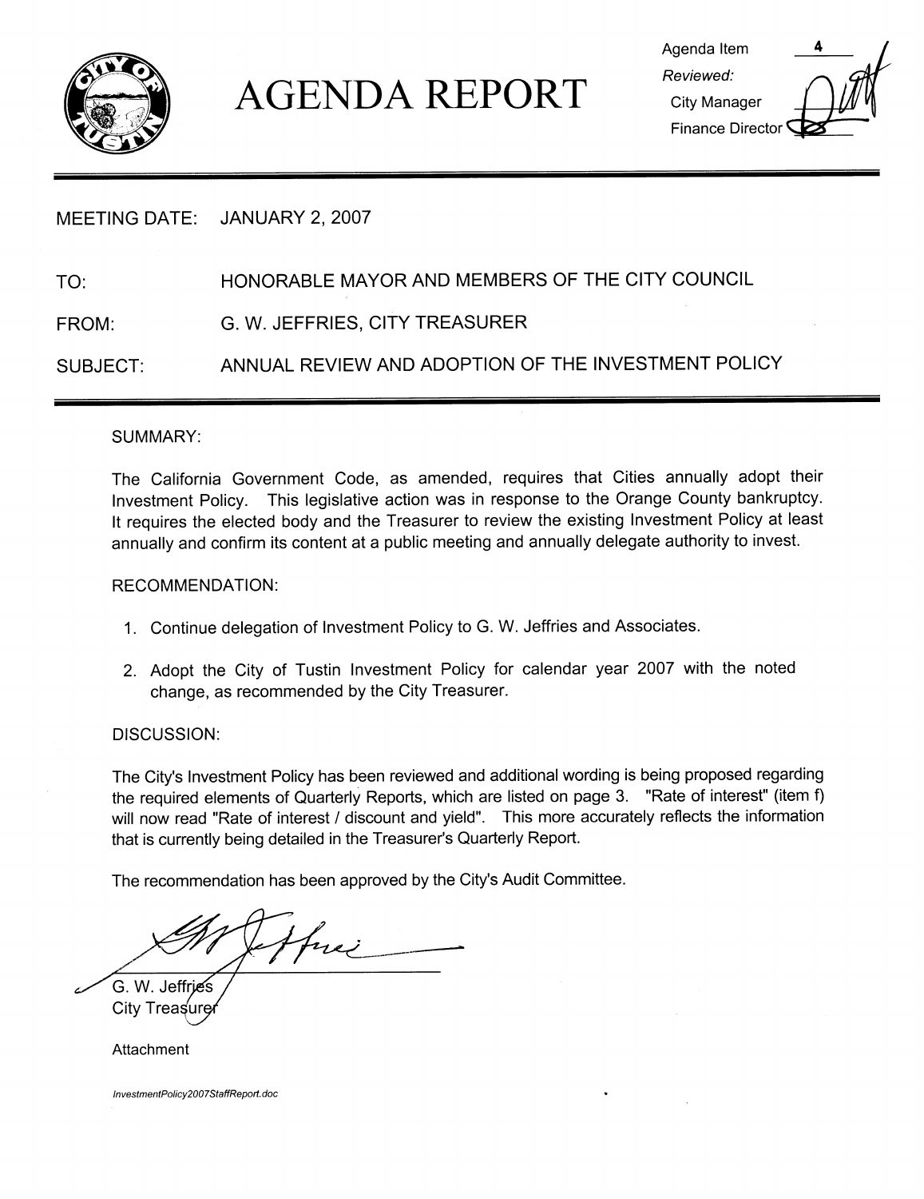# AGENDA REPORT

Agenda Item 4
*Reviewed:*
City Manager
Finance Director

MEETING DATE: JANUARY 2, 2007

TO: HONORABLE MAYOR AND MEMBERS OF THE CITY COUNCIL

FROM: G. W. JEFFRIES, CITY TREASURER

SUBJECT: ANNUAL REVIEW AND ADOPTION OF THE INVESTMENT POLICY

SUMMARY:

The California Government Code, as amended, requires that Cities annually adopt their Investment Policy. This legislative action was in response to the Orange County bankruptcy. It requires the elected body and the Treasurer to review the existing Investment Policy at least annually and confirm its content at a public meeting and annually delegate authority to invest.

RECOMMENDATION:

1. Continue delegation of Investment Policy to G. W. Jeffries and Associates.
2. Adopt the City of Tustin Investment Policy for calendar year 2007 with the noted change, as recommended by the City Treasurer.

DISCUSSION:

The City's Investment Policy has been reviewed and additional wording is being proposed regarding the required elements of Quarterly Reports, which are listed on page 3. "Rate of interest" (item f) will now read "Rate of interest / discount and yield". This more accurately reflects the information that is currently being detailed in the Treasurer's Quarterly Report.

The recommendation has been approved by the City's Audit Committee.

G. W. Jeffries
City Treasurer

Attachment

*InvestmentPolicy2007StaffReport.doc*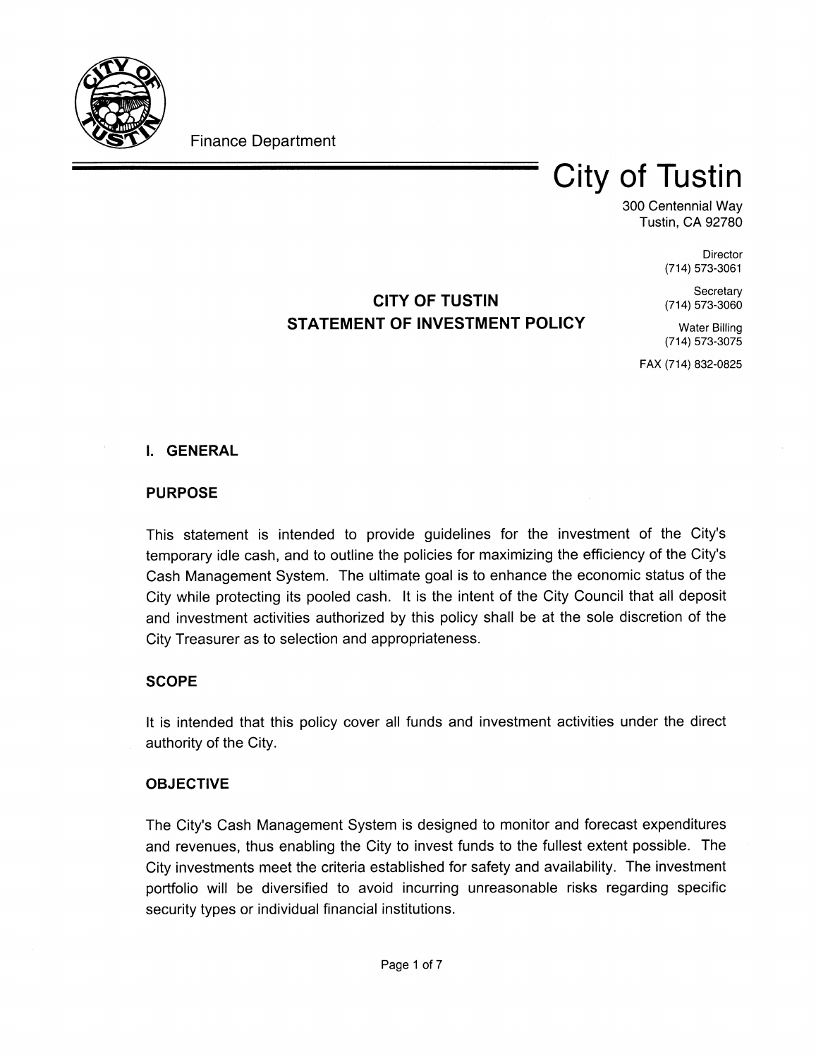Finance Department

# City of Tustin

300 Centennial Way
Tustin, CA 92780

Director
(714) 573-3061

Secretary
(714) 573-3060

Water Billing
(714) 573-3075

FAX (714) 832-0825

## CITY OF TUSTIN
## STATEMENT OF INVESTMENT POLICY

### I. GENERAL

#### PURPOSE

This statement is intended to provide guidelines for the investment of the City's temporary idle cash, and to outline the policies for maximizing the efficiency of the City's Cash Management System. The ultimate goal is to enhance the economic status of the City while protecting its pooled cash. It is the intent of the City Council that all deposit and investment activities authorized by this policy shall be at the sole discretion of the City Treasurer as to selection and appropriateness.

#### SCOPE

It is intended that this policy cover all funds and investment activities under the direct authority of the City.

#### OBJECTIVE

The City's Cash Management System is designed to monitor and forecast expenditures and revenues, thus enabling the City to invest funds to the fullest extent possible. The City investments meet the criteria established for safety and availability. The investment portfolio will be diversified to avoid incurring unreasonable risks regarding specific security types or individual financial institutions.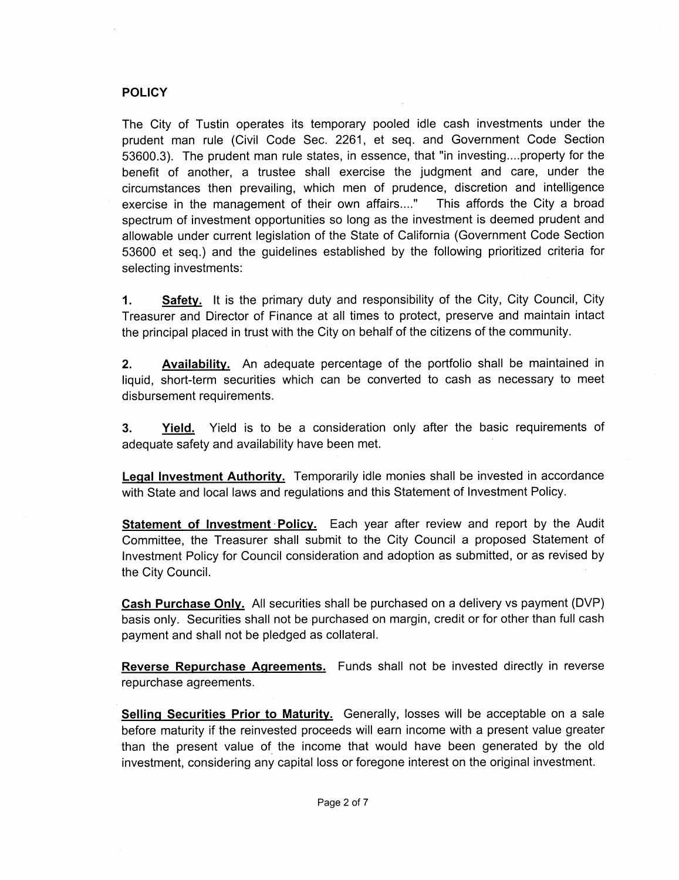## POLICY

The City of Tustin operates its temporary pooled idle cash investments under the prudent man rule (Civil Code Sec. 2261, et seq. and Government Code Section 53600.3). The prudent man rule states, in essence, that "in investing....property for the benefit of another, a trustee shall exercise the judgment and care, under the circumstances then prevailing, which men of prudence, discretion and intelligence exercise in the management of their own affairs...." This affords the City a broad spectrum of investment opportunities so long as the investment is deemed prudent and allowable under current legislation of the State of California (Government Code Section 53600 et seq.) and the guidelines established by the following prioritized criteria for selecting investments:

1. **Safety.** It is the primary duty and responsibility of the City, City Council, City Treasurer and Director of Finance at all times to protect, preserve and maintain intact the principal placed in trust with the City on behalf of the citizens of the community.

2. **Availability.** An adequate percentage of the portfolio shall be maintained in liquid, short-term securities which can be converted to cash as necessary to meet disbursement requirements.

3. **Yield.** Yield is to be a consideration only after the basic requirements of adequate safety and availability have been met.

**Legal Investment Authority.** Temporarily idle monies shall be invested in accordance with State and local laws and regulations and this Statement of Investment Policy.

**Statement of Investment Policy.** Each year after review and report by the Audit Committee, the Treasurer shall submit to the City Council a proposed Statement of Investment Policy for Council consideration and adoption as submitted, or as revised by the City Council.

**Cash Purchase Only.** All securities shall be purchased on a delivery vs payment (DVP) basis only. Securities shall not be purchased on margin, credit or for other than full cash payment and shall not be pledged as collateral.

**Reverse Repurchase Agreements.** Funds shall not be invested directly in reverse repurchase agreements.

**Selling Securities Prior to Maturity.** Generally, losses will be acceptable on a sale before maturity if the reinvested proceeds will earn income with a present value greater than the present value of the income that would have been generated by the old investment, considering any capital loss or foregone interest on the original investment.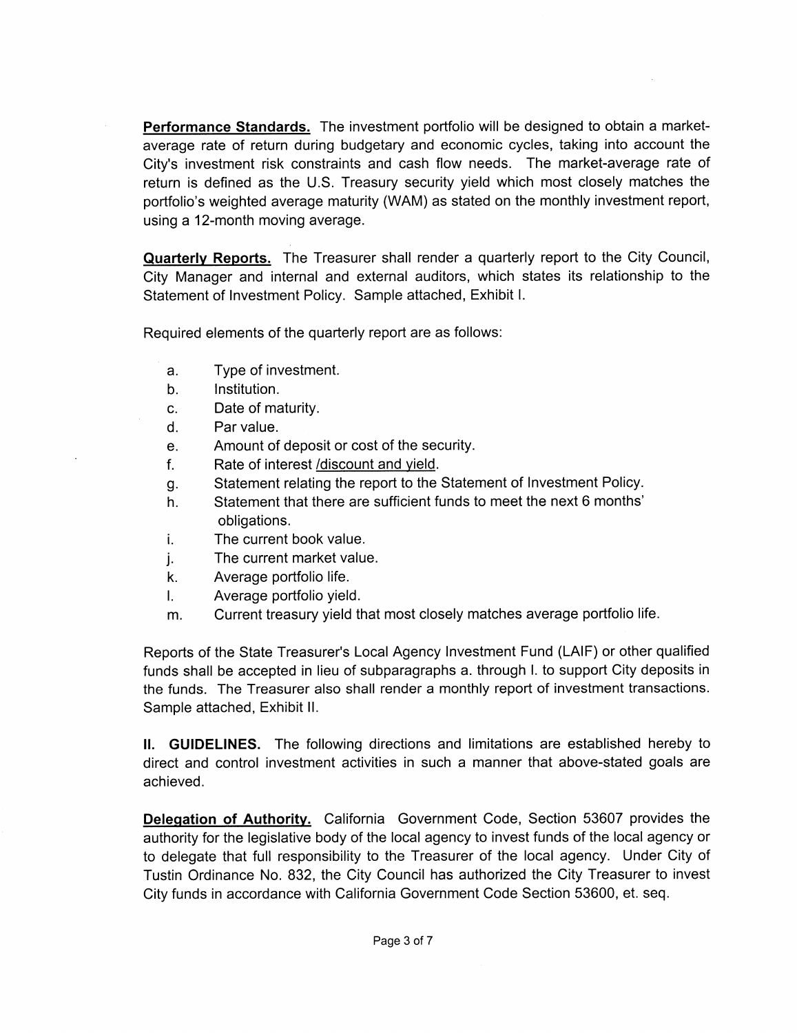**Performance Standards.** The investment portfolio will be designed to obtain a market-average rate of return during budgetary and economic cycles, taking into account the City's investment risk constraints and cash flow needs. The market-average rate of return is defined as the U.S. Treasury security yield which most closely matches the portfolio's weighted average maturity (WAM) as stated on the monthly investment report, using a 12-month moving average.

**Quarterly Reports.** The Treasurer shall render a quarterly report to the City Council, City Manager and internal and external auditors, which states its relationship to the Statement of Investment Policy. Sample attached, Exhibit I.

Required elements of the quarterly report are as follows:

a. Type of investment.
b. Institution.
c. Date of maturity.
d. Par value.
e. Amount of deposit or cost of the security.
f. Rate of interest /discount and yield.
g. Statement relating the report to the Statement of Investment Policy.
h. Statement that there are sufficient funds to meet the next 6 months' obligations.
i. The current book value.
j. The current market value.
k. Average portfolio life.
l. Average portfolio yield.
m. Current treasury yield that most closely matches average portfolio life.

Reports of the State Treasurer's Local Agency Investment Fund (LAIF) or other qualified funds shall be accepted in lieu of subparagraphs a. through l. to support City deposits in the funds. The Treasurer also shall render a monthly report of investment transactions. Sample attached, Exhibit II.

**II. GUIDELINES.** The following directions and limitations are established hereby to direct and control investment activities in such a manner that above-stated goals are achieved.

**Delegation of Authority.** California Government Code, Section 53607 provides the authority for the legislative body of the local agency to invest funds of the local agency or to delegate that full responsibility to the Treasurer of the local agency. Under City of Tustin Ordinance No. 832, the City Council has authorized the City Treasurer to invest City funds in accordance with California Government Code Section 53600, et. seq.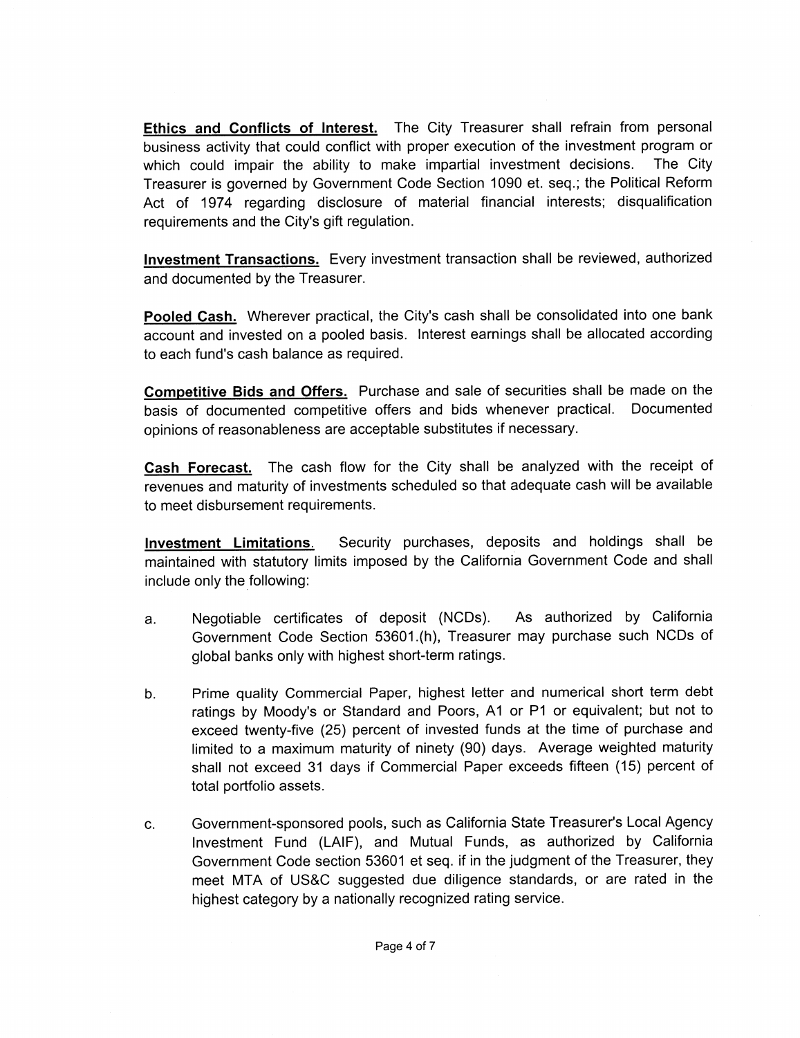**Ethics and Conflicts of Interest.** The City Treasurer shall refrain from personal business activity that could conflict with proper execution of the investment program or which could impair the ability to make impartial investment decisions. The City Treasurer is governed by Government Code Section 1090 et. seq.; the Political Reform Act of 1974 regarding disclosure of material financial interests; disqualification requirements and the City's gift regulation.

**Investment Transactions.** Every investment transaction shall be reviewed, authorized and documented by the Treasurer.

**Pooled Cash.** Wherever practical, the City's cash shall be consolidated into one bank account and invested on a pooled basis. Interest earnings shall be allocated according to each fund's cash balance as required.

**Competitive Bids and Offers.** Purchase and sale of securities shall be made on the basis of documented competitive offers and bids whenever practical. Documented opinions of reasonableness are acceptable substitutes if necessary.

**Cash Forecast.** The cash flow for the City shall be analyzed with the receipt of revenues and maturity of investments scheduled so that adequate cash will be available to meet disbursement requirements.

**Investment Limitations.** Security purchases, deposits and holdings shall be maintained with statutory limits imposed by the California Government Code and shall include only the following:

a. Negotiable certificates of deposit (NCDs). As authorized by California Government Code Section 53601.(h), Treasurer may purchase such NCDs of global banks only with highest short-term ratings.

b. Prime quality Commercial Paper, highest letter and numerical short term debt ratings by Moody's or Standard and Poors, A1 or P1 or equivalent; but not to exceed twenty-five (25) percent of invested funds at the time of purchase and limited to a maximum maturity of ninety (90) days. Average weighted maturity shall not exceed 31 days if Commercial Paper exceeds fifteen (15) percent of total portfolio assets.

c. Government-sponsored pools, such as California State Treasurer's Local Agency Investment Fund (LAIF), and Mutual Funds, as authorized by California Government Code section 53601 et seq. if in the judgment of the Treasurer, they meet MTA of US&C suggested due diligence standards, or are rated in the highest category by a nationally recognized rating service.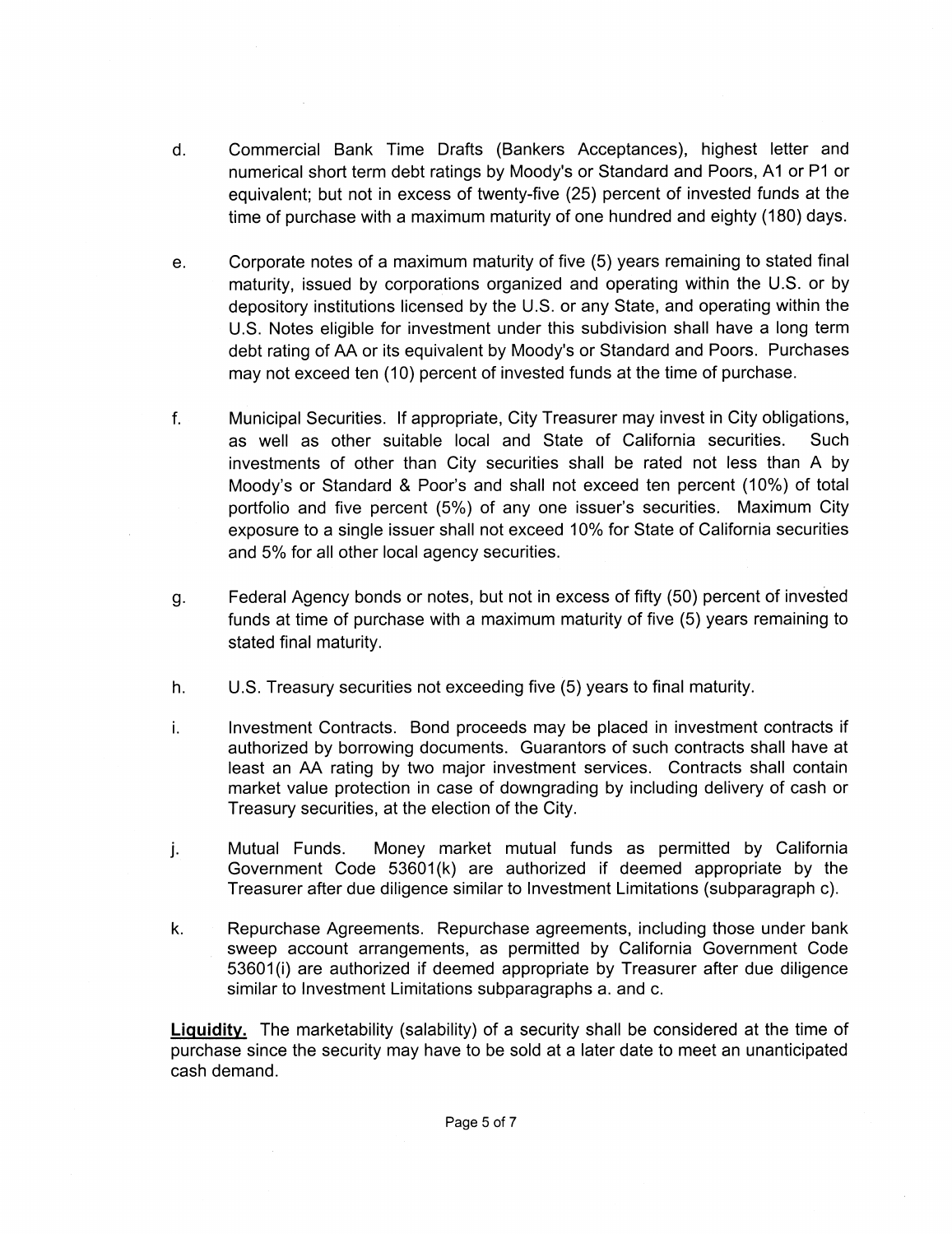d. Commercial Bank Time Drafts (Bankers Acceptances), highest letter and numerical short term debt ratings by Moody's or Standard and Poors, A1 or P1 or equivalent; but not in excess of twenty-five (25) percent of invested funds at the time of purchase with a maximum maturity of one hundred and eighty (180) days.

e. Corporate notes of a maximum maturity of five (5) years remaining to stated final maturity, issued by corporations organized and operating within the U.S. or by depository institutions licensed by the U.S. or any State, and operating within the U.S. Notes eligible for investment under this subdivision shall have a long term debt rating of AA or its equivalent by Moody's or Standard and Poors. Purchases may not exceed ten (10) percent of invested funds at the time of purchase.

f. Municipal Securities. If appropriate, City Treasurer may invest in City obligations, as well as other suitable local and State of California securities. Such investments of other than City securities shall be rated not less than A by Moody's or Standard & Poor's and shall not exceed ten percent (10%) of total portfolio and five percent (5%) of any one issuer's securities. Maximum City exposure to a single issuer shall not exceed 10% for State of California securities and 5% for all other local agency securities.

g. Federal Agency bonds or notes, but not in excess of fifty (50) percent of invested funds at time of purchase with a maximum maturity of five (5) years remaining to stated final maturity.

h. U.S. Treasury securities not exceeding five (5) years to final maturity.

i. Investment Contracts. Bond proceeds may be placed in investment contracts if authorized by borrowing documents. Guarantors of such contracts shall have at least an AA rating by two major investment services. Contracts shall contain market value protection in case of downgrading by including delivery of cash or Treasury securities, at the election of the City.

j. Mutual Funds. Money market mutual funds as permitted by California Government Code 53601(k) are authorized if deemed appropriate by the Treasurer after due diligence similar to Investment Limitations (subparagraph c).

k. Repurchase Agreements. Repurchase agreements, including those under bank sweep account arrangements, as permitted by California Government Code 53601(i) are authorized if deemed appropriate by Treasurer after due diligence similar to Investment Limitations subparagraphs a. and c.

**Liquidity.** The marketability (salability) of a security shall be considered at the time of purchase since the security may have to be sold at a later date to meet an unanticipated cash demand.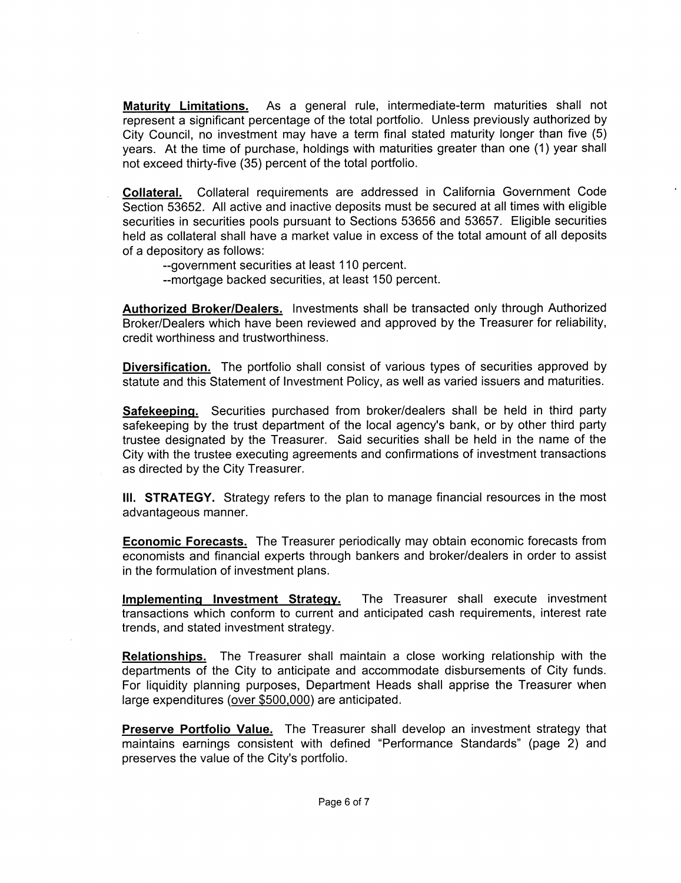**Maturity Limitations.** As a general rule, intermediate-term maturities shall not represent a significant percentage of the total portfolio. Unless previously authorized by City Council, no investment may have a term final stated maturity longer than five (5) years. At the time of purchase, holdings with maturities greater than one (1) year shall not exceed thirty-five (35) percent of the total portfolio.

**Collateral.** Collateral requirements are addressed in California Government Code Section 53652. All active and inactive deposits must be secured at all times with eligible securities in securities pools pursuant to Sections 53656 and 53657. Eligible securities held as collateral shall have a market value in excess of the total amount of all deposits of a depository as follows:

--government securities at least 110 percent.
--mortgage backed securities, at least 150 percent.

**Authorized Broker/Dealers.** Investments shall be transacted only through Authorized Broker/Dealers which have been reviewed and approved by the Treasurer for reliability, credit worthiness and trustworthiness.

**Diversification.** The portfolio shall consist of various types of securities approved by statute and this Statement of Investment Policy, as well as varied issuers and maturities.

**Safekeeping.** Securities purchased from broker/dealers shall be held in third party safekeeping by the trust department of the local agency's bank, or by other third party trustee designated by the Treasurer. Said securities shall be held in the name of the City with the trustee executing agreements and confirmations of investment transactions as directed by the City Treasurer.

**III. STRATEGY.** Strategy refers to the plan to manage financial resources in the most advantageous manner.

**Economic Forecasts.** The Treasurer periodically may obtain economic forecasts from economists and financial experts through bankers and broker/dealers in order to assist in the formulation of investment plans.

**Implementing Investment Strategy.** The Treasurer shall execute investment transactions which conform to current and anticipated cash requirements, interest rate trends, and stated investment strategy.

**Relationships.** The Treasurer shall maintain a close working relationship with the departments of the City to anticipate and accommodate disbursements of City funds. For liquidity planning purposes, Department Heads shall apprise the Treasurer when large expenditures (over $500,000) are anticipated.

**Preserve Portfolio Value.** The Treasurer shall develop an investment strategy that maintains earnings consistent with defined "Performance Standards" (page 2) and preserves the value of the City's portfolio.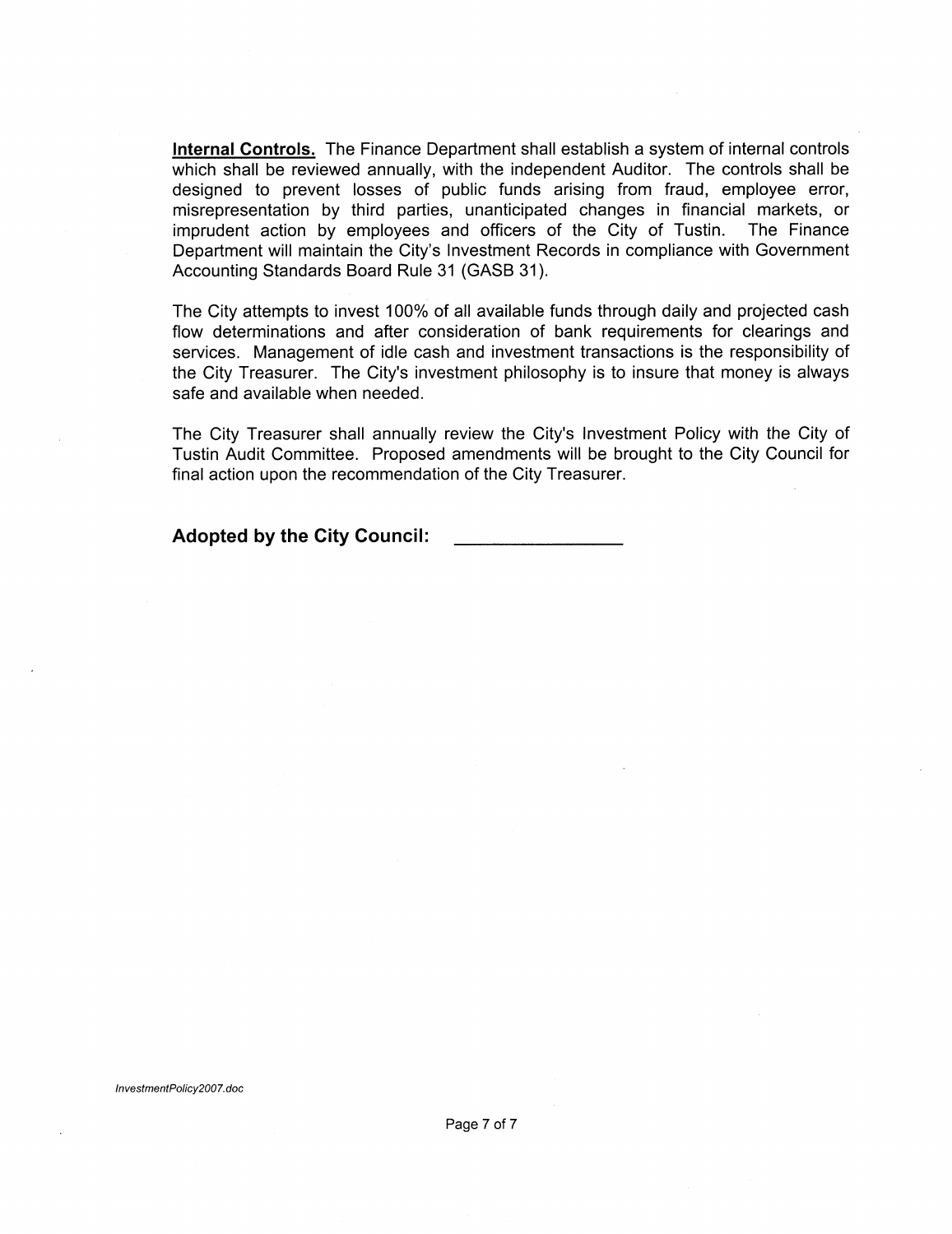**Internal Controls.** The Finance Department shall establish a system of internal controls which shall be reviewed annually, with the independent Auditor. The controls shall be designed to prevent losses of public funds arising from fraud, employee error, misrepresentation by third parties, unanticipated changes in financial markets, or imprudent action by employees and officers of the City of Tustin. The Finance Department will maintain the City's Investment Records in compliance with Government Accounting Standards Board Rule 31 (GASB 31).

The City attempts to invest 100% of all available funds through daily and projected cash flow determinations and after consideration of bank requirements for clearings and services. Management of idle cash and investment transactions is the responsibility of the City Treasurer. The City's investment philosophy is to insure that money is always safe and available when needed.

The City Treasurer shall annually review the City's Investment Policy with the City of Tustin Audit Committee. Proposed amendments will be brought to the City Council for final action upon the recommendation of the City Treasurer.

**Adopted by the City Council:** ________________

*InvestmentPolicy2007.doc*